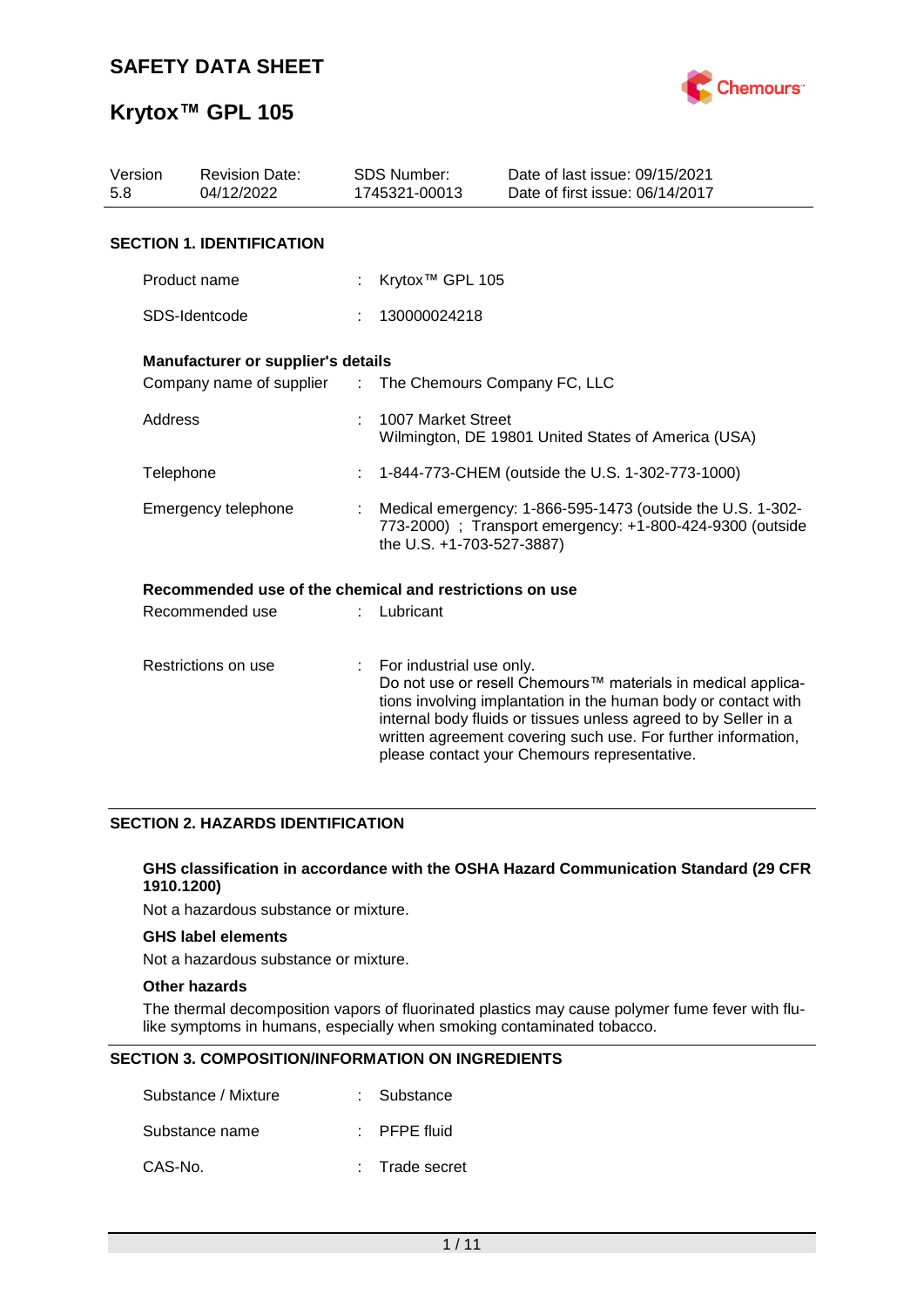# SAFETY DATA SHEET

# Krytox™ GPL 105

| Version | Revision Date: | SDS Number: | Date of last issue: 09/15/2021 |
|---|---|---|---|
| 5.8 | 04/12/2022 | 1745321-00013 | Date of first issue: 06/14/2017 |

## SECTION 1. IDENTIFICATION

Product name : Krytox™ GPL 105

SDS-Identcode : 130000024218

### Manufacturer or supplier's details

Company name of supplier : The Chemours Company FC, LLC

Address : 1007 Market Street
Wilmington, DE 19801 United States of America (USA)

Telephone : 1-844-773-CHEM (outside the U.S. 1-302-773-1000)

Emergency telephone : Medical emergency: 1-866-595-1473 (outside the U.S. 1-302-773-2000) ; Transport emergency: +1-800-424-9300 (outside the U.S. +1-703-527-3887)

### Recommended use of the chemical and restrictions on use

Recommended use : Lubricant

Restrictions on use : For industrial use only.
Do not use or resell Chemours™ materials in medical applications involving implantation in the human body or contact with internal body fluids or tissues unless agreed to by Seller in a written agreement covering such use. For further information, please contact your Chemours representative.

## SECTION 2. HAZARDS IDENTIFICATION

### GHS classification in accordance with the OSHA Hazard Communication Standard (29 CFR 1910.1200)

Not a hazardous substance or mixture.

### GHS label elements

Not a hazardous substance or mixture.

### Other hazards

The thermal decomposition vapors of fluorinated plastics may cause polymer fume fever with flu-like symptoms in humans, especially when smoking contaminated tobacco.

## SECTION 3. COMPOSITION/INFORMATION ON INGREDIENTS

Substance / Mixture : Substance

Substance name : PFPE fluid

CAS-No. : Trade secret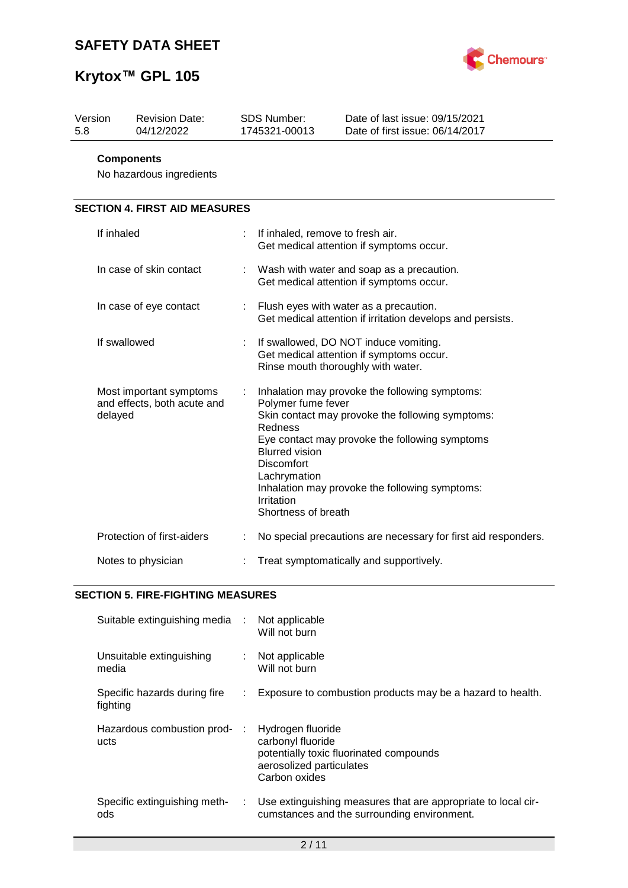| Version | Revision Date: | SDS Number: | Date of last issue: 09/15/2021 |
|---|---|---|---|
| 5.8 | 04/12/2022 | 1745321-00013 | Date of first issue: 06/14/2017 |

**Components**

No hazardous ingredients

## SECTION 4. FIRST AID MEASURES

| | |
|---|---|
| If inhaled | If inhaled, remove to fresh air.<br>Get medical attention if symptoms occur. |
| In case of skin contact | Wash with water and soap as a precaution.<br>Get medical attention if symptoms occur. |
| In case of eye contact | Flush eyes with water as a precaution.<br>Get medical attention if irritation develops and persists. |
| If swallowed | If swallowed, DO NOT induce vomiting.<br>Get medical attention if symptoms occur.<br>Rinse mouth thoroughly with water. |
| Most important symptoms and effects, both acute and delayed | Inhalation may provoke the following symptoms:<br>Polymer fume fever<br>Skin contact may provoke the following symptoms:<br>Redness<br>Eye contact may provoke the following symptoms<br>Blurred vision<br>Discomfort<br>Lachrymation<br>Inhalation may provoke the following symptoms:<br>Irritation<br>Shortness of breath |
| Protection of first-aiders | No special precautions are necessary for first aid responders. |
| Notes to physician | Treat symptomatically and supportively. |

## SECTION 5. FIRE-FIGHTING MEASURES

| | |
|---|---|
| Suitable extinguishing media | Not applicable<br>Will not burn |
| Unsuitable extinguishing media | Not applicable<br>Will not burn |
| Specific hazards during fire fighting | Exposure to combustion products may be a hazard to health. |
| Hazardous combustion products | Hydrogen fluoride<br>carbonyl fluoride<br>potentially toxic fluorinated compounds<br>aerosolized particulates<br>Carbon oxides |
| Specific extinguishing methods | Use extinguishing measures that are appropriate to local circumstances and the surrounding environment. |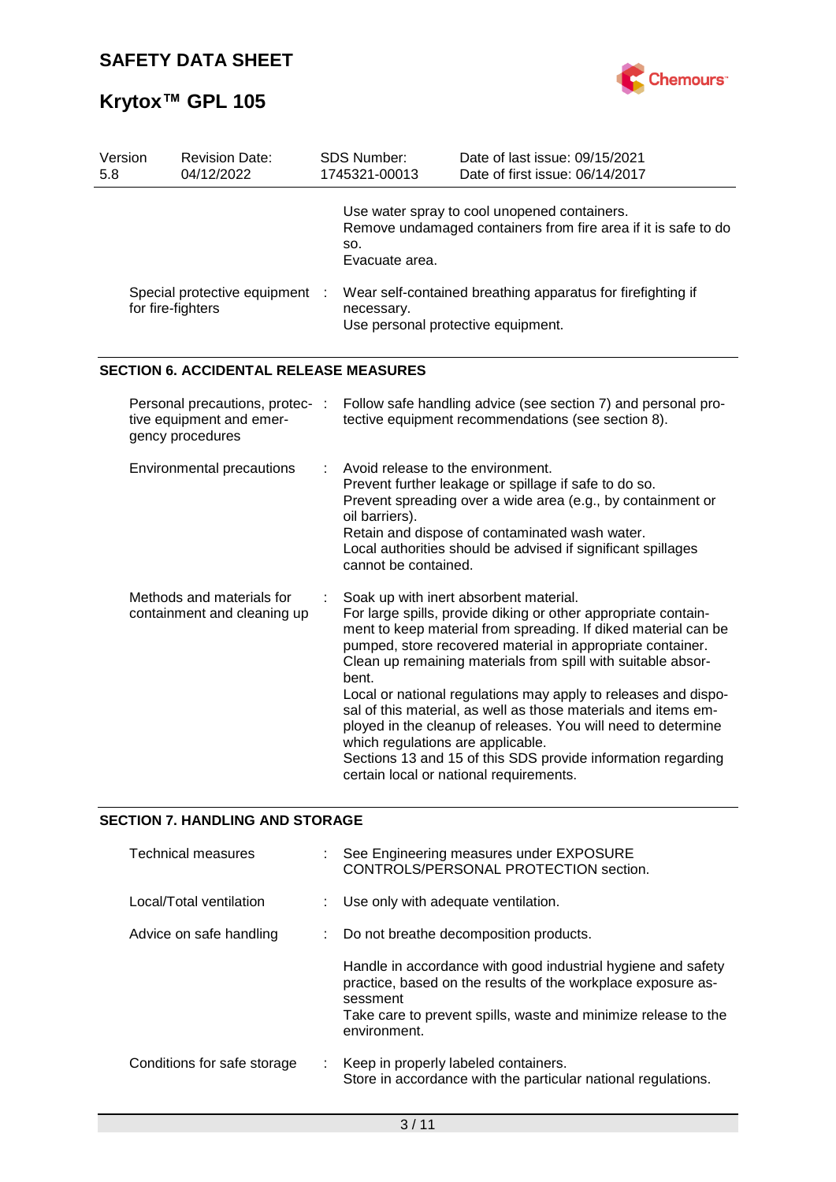| Version | Revision Date: | SDS Number: | Date of last issue: 09/15/2021 |
|---|---|---|---|
| 5.8 | 04/12/2022 | 1745321-00013 | Date of first issue: 06/14/2017 |

| | | |
|---|---|---|
| | | Use water spray to cool unopened containers.<br>Remove undamaged containers from fire area if it is safe to do so.<br>Evacuate area. |
| Special protective equipment for fire-fighters | : | Wear self-contained breathing apparatus for firefighting if necessary.<br>Use personal protective equipment. |

## SECTION 6. ACCIDENTAL RELEASE MEASURES

| | | |
|---|---|---|
| Personal precautions, protective equipment and emergency procedures | : | Follow safe handling advice (see section 7) and personal protective equipment recommendations (see section 8). |
| Environmental precautions | : | Avoid release to the environment.<br>Prevent further leakage or spillage if safe to do so.<br>Prevent spreading over a wide area (e.g., by containment or oil barriers).<br>Retain and dispose of contaminated wash water.<br>Local authorities should be advised if significant spillages cannot be contained. |
| Methods and materials for containment and cleaning up | : | Soak up with inert absorbent material.<br>For large spills, provide diking or other appropriate containment to keep material from spreading. If diked material can be pumped, store recovered material in appropriate container.<br>Clean up remaining materials from spill with suitable absorbent.<br>Local or national regulations may apply to releases and disposal of this material, as well as those materials and items employed in the cleanup of releases. You will need to determine which regulations are applicable.<br>Sections 13 and 15 of this SDS provide information regarding certain local or national requirements. |

## SECTION 7. HANDLING AND STORAGE

| | | |
|---|---|---|
| Technical measures | : | See Engineering measures under EXPOSURE CONTROLS/PERSONAL PROTECTION section. |
| Local/Total ventilation | : | Use only with adequate ventilation. |
| Advice on safe handling | : | Do not breathe decomposition products.<br><br>Handle in accordance with good industrial hygiene and safety practice, based on the results of the workplace exposure assessment<br>Take care to prevent spills, waste and minimize release to the environment. |
| Conditions for safe storage | : | Keep in properly labeled containers.<br>Store in accordance with the particular national regulations. |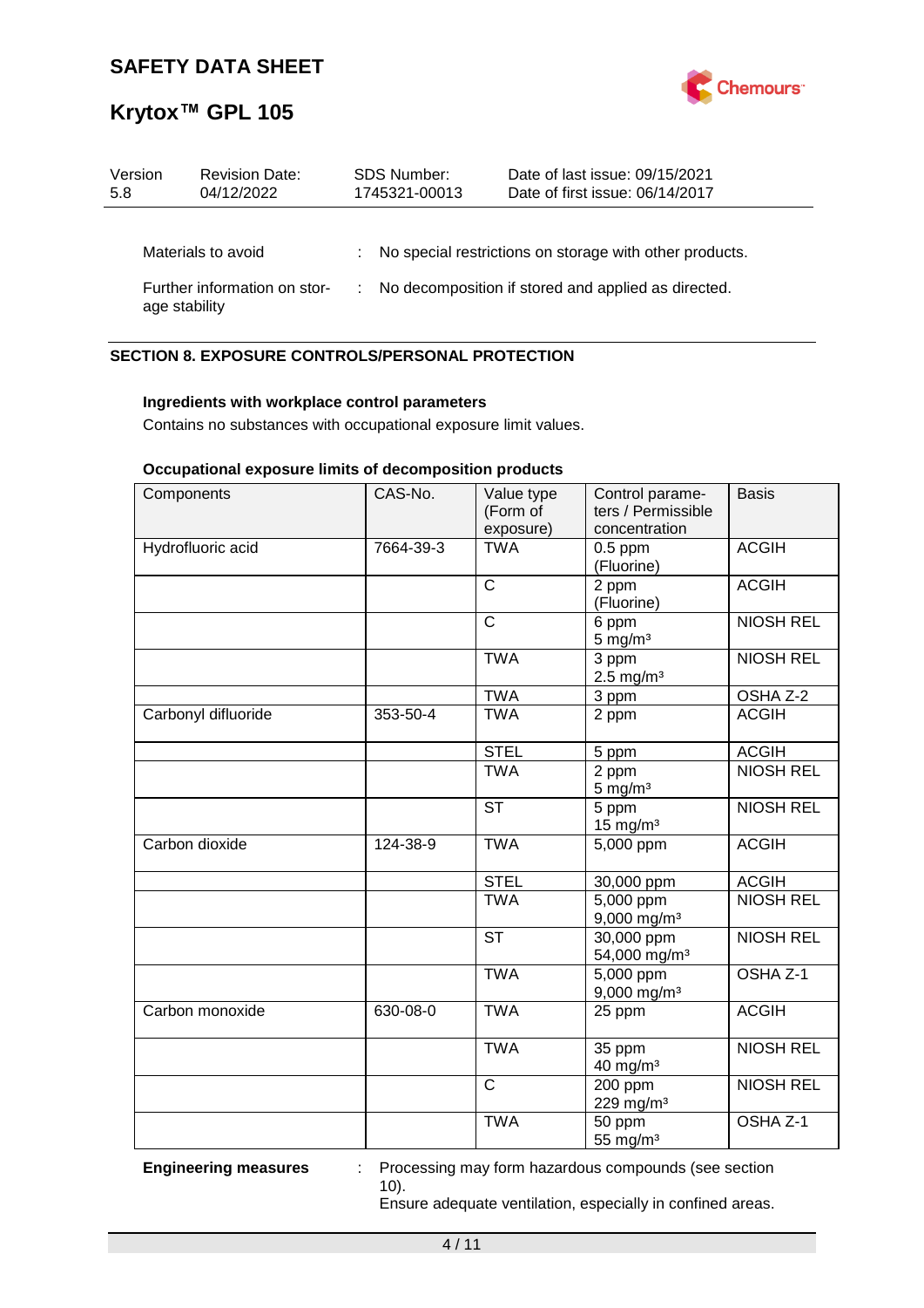| | | |
|---|---|---|
| Materials to avoid | : | No special restrictions on storage with other products. |
| Further information on storage stability | : | No decomposition if stored and applied as directed. |

## SECTION 8. EXPOSURE CONTROLS/PERSONAL PROTECTION

**Ingredients with workplace control parameters**

Contains no substances with occupational exposure limit values.

**Occupational exposure limits of decomposition products**

| Components | CAS-No. | Value type (Form of exposure) | Control parameters / Permissible concentration | Basis |
|---|---|---|---|---|
| Hydrofluoric acid | 7664-39-3 | TWA | 0.5 ppm (Fluorine) | ACGIH |
| | | C | 2 ppm (Fluorine) | ACGIH |
| | | C | 6 ppm 5 mg/m³ | NIOSH REL |
| | | TWA | 3 ppm 2.5 mg/m³ | NIOSH REL |
| | | TWA | 3 ppm | OSHA Z-2 |
| Carbonyl difluoride | 353-50-4 | TWA | 2 ppm | ACGIH |
| | | STEL | 5 ppm | ACGIH |
| | | TWA | 2 ppm 5 mg/m³ | NIOSH REL |
| | | ST | 5 ppm 15 mg/m³ | NIOSH REL |
| Carbon dioxide | 124-38-9 | TWA | 5,000 ppm | ACGIH |
| | | STEL | 30,000 ppm | ACGIH |
| | | TWA | 5,000 ppm 9,000 mg/m³ | NIOSH REL |
| | | ST | 30,000 ppm 54,000 mg/m³ | NIOSH REL |
| | | TWA | 5,000 ppm 9,000 mg/m³ | OSHA Z-1 |
| Carbon monoxide | 630-08-0 | TWA | 25 ppm | ACGIH |
| | | TWA | 35 ppm 40 mg/m³ | NIOSH REL |
| | | C | 200 ppm 229 mg/m³ | NIOSH REL |
| | | TWA | 50 ppm 55 mg/m³ | OSHA Z-1 |

| | | |
|---|---|---|
| **Engineering measures** | : | Processing may form hazardous compounds (see section 10). Ensure adequate ventilation, especially in confined areas. |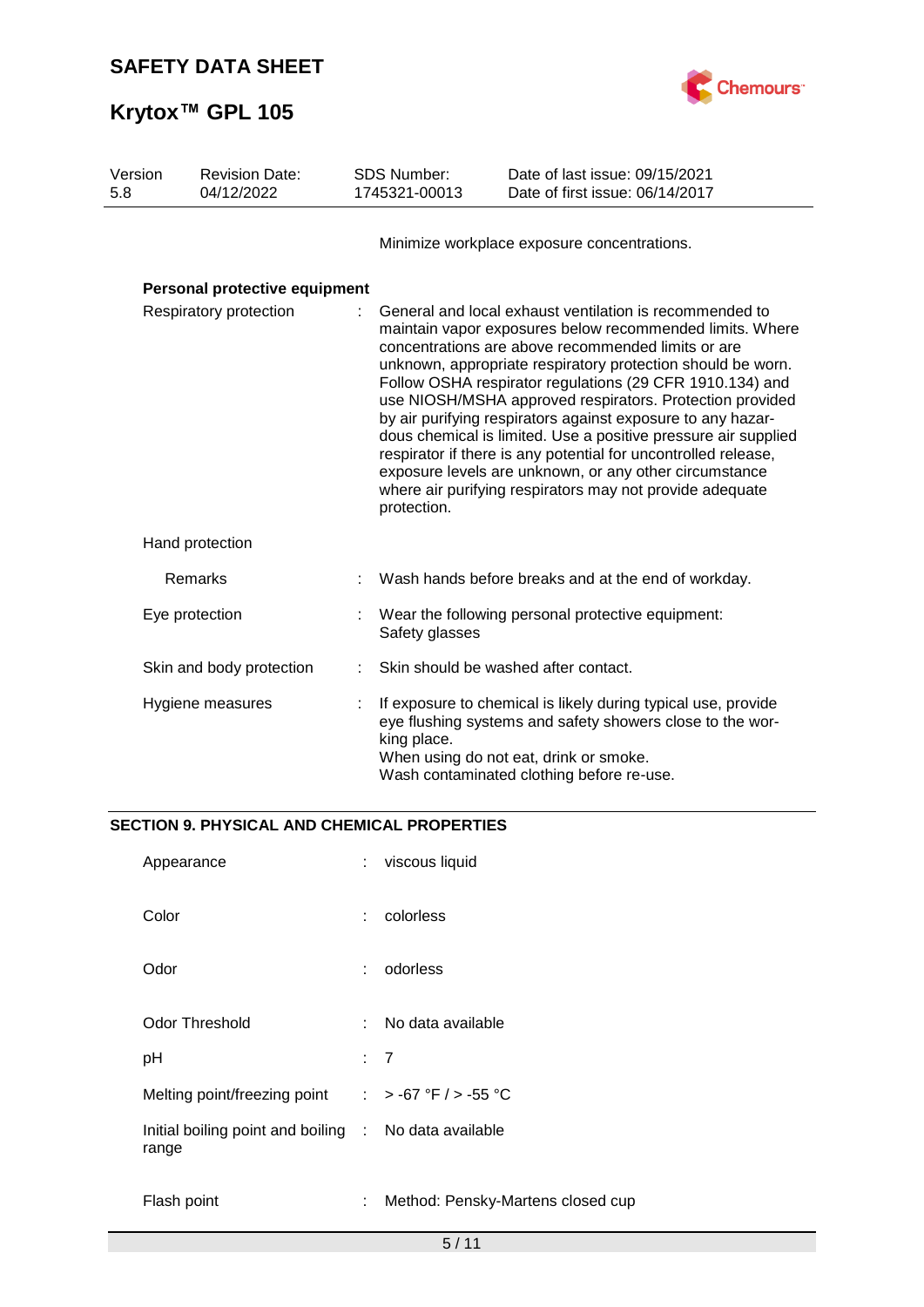Minimize workplace exposure concentrations.

**Personal protective equipment**

| | | |
|---|---|---|
| Respiratory protection | : | General and local exhaust ventilation is recommended to maintain vapor exposures below recommended limits. Where concentrations are above recommended limits or are unknown, appropriate respiratory protection should be worn. Follow OSHA respirator regulations (29 CFR 1910.134) and use NIOSH/MSHA approved respirators. Protection provided by air purifying respirators against exposure to any hazardous chemical is limited. Use a positive pressure air supplied respirator if there is any potential for uncontrolled release, exposure levels are unknown, or any other circumstance where air purifying respirators may not provide adequate protection. |
| Hand protection | | |
| Remarks | : | Wash hands before breaks and at the end of workday. |
| Eye protection | : | Wear the following personal protective equipment: Safety glasses |
| Skin and body protection | : | Skin should be washed after contact. |
| Hygiene measures | : | If exposure to chemical is likely during typical use, provide eye flushing systems and safety showers close to the working place. When using do not eat, drink or smoke. Wash contaminated clothing before re-use. |

## SECTION 9. PHYSICAL AND CHEMICAL PROPERTIES

| | | |
|---|---|---|
| Appearance | : | viscous liquid |
| Color | : | colorless |
| Odor | : | odorless |
| Odor Threshold | : | No data available |
| pH | : | 7 |
| Melting point/freezing point | : | > -67 °F / > -55 °C |
| Initial boiling point and boiling range | : | No data available |
| Flash point | : | Method: Pensky-Martens closed cup |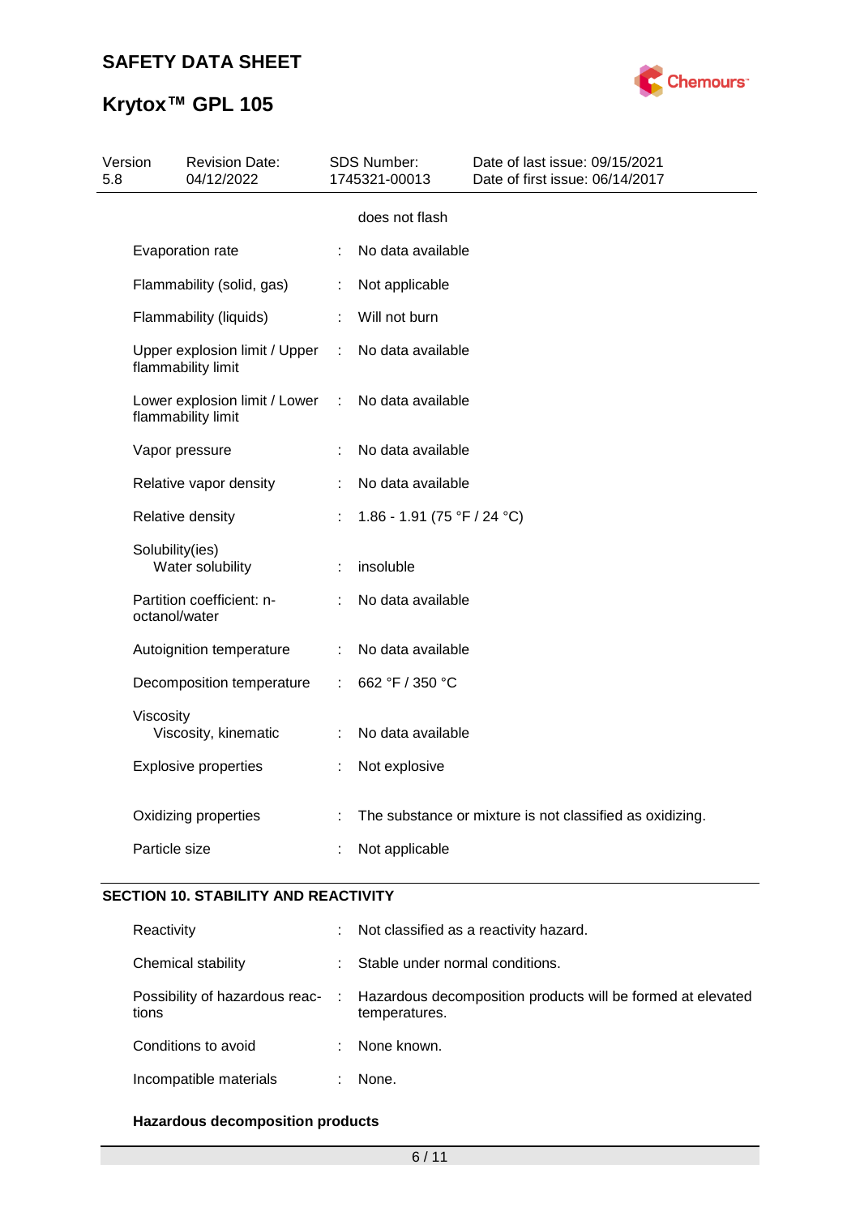| | | |
|---|---|---|
| | | does not flash |
| Evaporation rate | : | No data available |
| Flammability (solid, gas) | : | Not applicable |
| Flammability (liquids) | : | Will not burn |
| Upper explosion limit / Upper flammability limit | : | No data available |
| Lower explosion limit / Lower flammability limit | : | No data available |
| Vapor pressure | : | No data available |
| Relative vapor density | : | No data available |
| Relative density | : | 1.86 - 1.91 (75 °F / 24 °C) |
| Solubility(ies) | | |
| Water solubility | : | insoluble |
| Partition coefficient: n-octanol/water | : | No data available |
| Autoignition temperature | : | No data available |
| Decomposition temperature | : | 662 °F / 350 °C |
| Viscosity | | |
| Viscosity, kinematic | : | No data available |
| Explosive properties | : | Not explosive |
| Oxidizing properties | : | The substance or mixture is not classified as oxidizing. |
| Particle size | : | Not applicable |

## SECTION 10. STABILITY AND REACTIVITY

| | | |
|---|---|---|
| Reactivity | : | Not classified as a reactivity hazard. |
| Chemical stability | : | Stable under normal conditions. |
| Possibility of hazardous reactions | : | Hazardous decomposition products will be formed at elevated temperatures. |
| Conditions to avoid | : | None known. |
| Incompatible materials | : | None. |

**Hazardous decomposition products**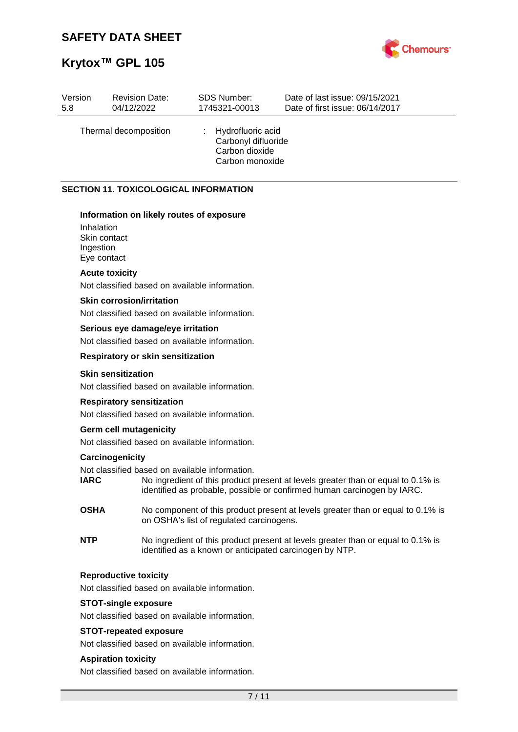| Version 5.8 | Revision Date: 04/12/2022 | SDS Number: 1745321-00013 | Date of last issue: 09/15/2021 Date of first issue: 06/14/2017 |
|---|---|---|---|

Thermal decomposition : Hydrofluoric acid
Carbonyl difluoride
Carbon dioxide
Carbon monoxide

## SECTION 11. TOXICOLOGICAL INFORMATION

**Information on likely routes of exposure**

Inhalation
Skin contact
Ingestion
Eye contact

**Acute toxicity**

Not classified based on available information.

**Skin corrosion/irritation**

Not classified based on available information.

**Serious eye damage/eye irritation**

Not classified based on available information.

**Respiratory or skin sensitization**

**Skin sensitization**

Not classified based on available information.

**Respiratory sensitization**

Not classified based on available information.

**Germ cell mutagenicity**

Not classified based on available information.

**Carcinogenicity**

Not classified based on available information.

**IARC** No ingredient of this product present at levels greater than or equal to 0.1% is identified as probable, possible or confirmed human carcinogen by IARC.

**OSHA** No component of this product present at levels greater than or equal to 0.1% is on OSHA's list of regulated carcinogens.

**NTP** No ingredient of this product present at levels greater than or equal to 0.1% is identified as a known or anticipated carcinogen by NTP.

**Reproductive toxicity**

Not classified based on available information.

**STOT-single exposure**

Not classified based on available information.

**STOT-repeated exposure**

Not classified based on available information.

**Aspiration toxicity**

Not classified based on available information.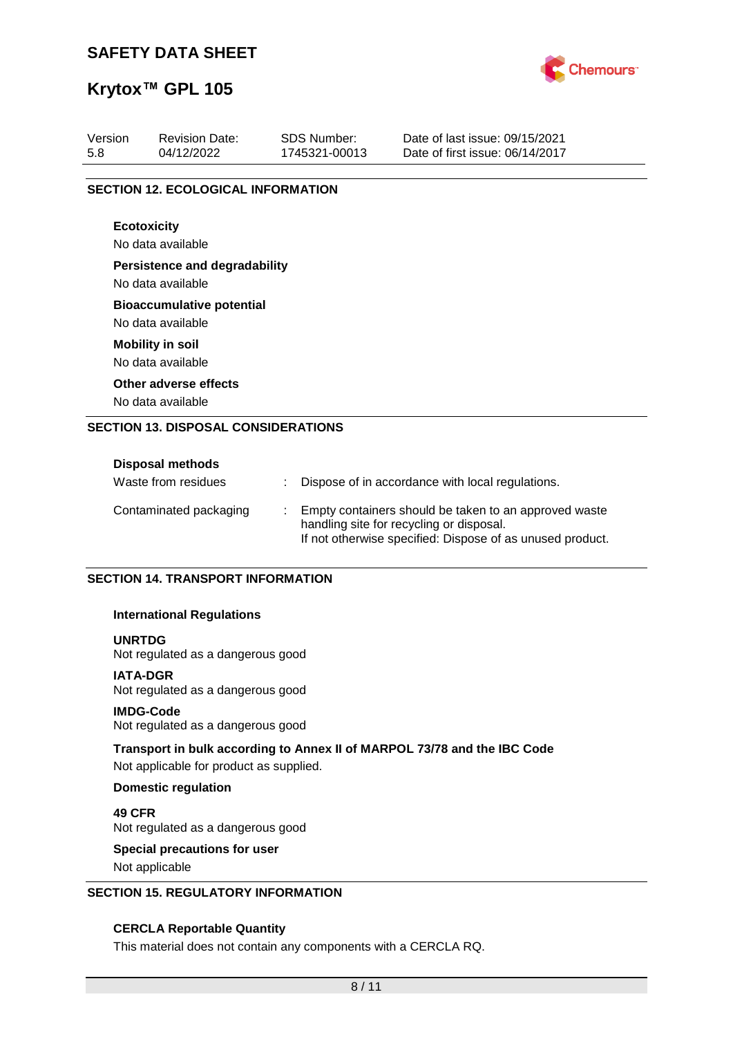## SECTION 12. ECOLOGICAL INFORMATION

**Ecotoxicity**

No data available

**Persistence and degradability**

No data available

**Bioaccumulative potential**

No data available

**Mobility in soil**

No data available

**Other adverse effects**

No data available

## SECTION 13. DISPOSAL CONSIDERATIONS

**Disposal methods**

| | | |
|---|---|---|
| Waste from residues | : | Dispose of in accordance with local regulations. |
| Contaminated packaging | : | Empty containers should be taken to an approved waste handling site for recycling or disposal. If not otherwise specified: Dispose of as unused product. |

## SECTION 14. TRANSPORT INFORMATION

**International Regulations**

**UNRTDG**

Not regulated as a dangerous good

**IATA-DGR**

Not regulated as a dangerous good

**IMDG-Code**

Not regulated as a dangerous good

**Transport in bulk according to Annex II of MARPOL 73/78 and the IBC Code**

Not applicable for product as supplied.

**Domestic regulation**

**49 CFR**

Not regulated as a dangerous good

**Special precautions for user**

Not applicable

## SECTION 15. REGULATORY INFORMATION

**CERCLA Reportable Quantity**

This material does not contain any components with a CERCLA RQ.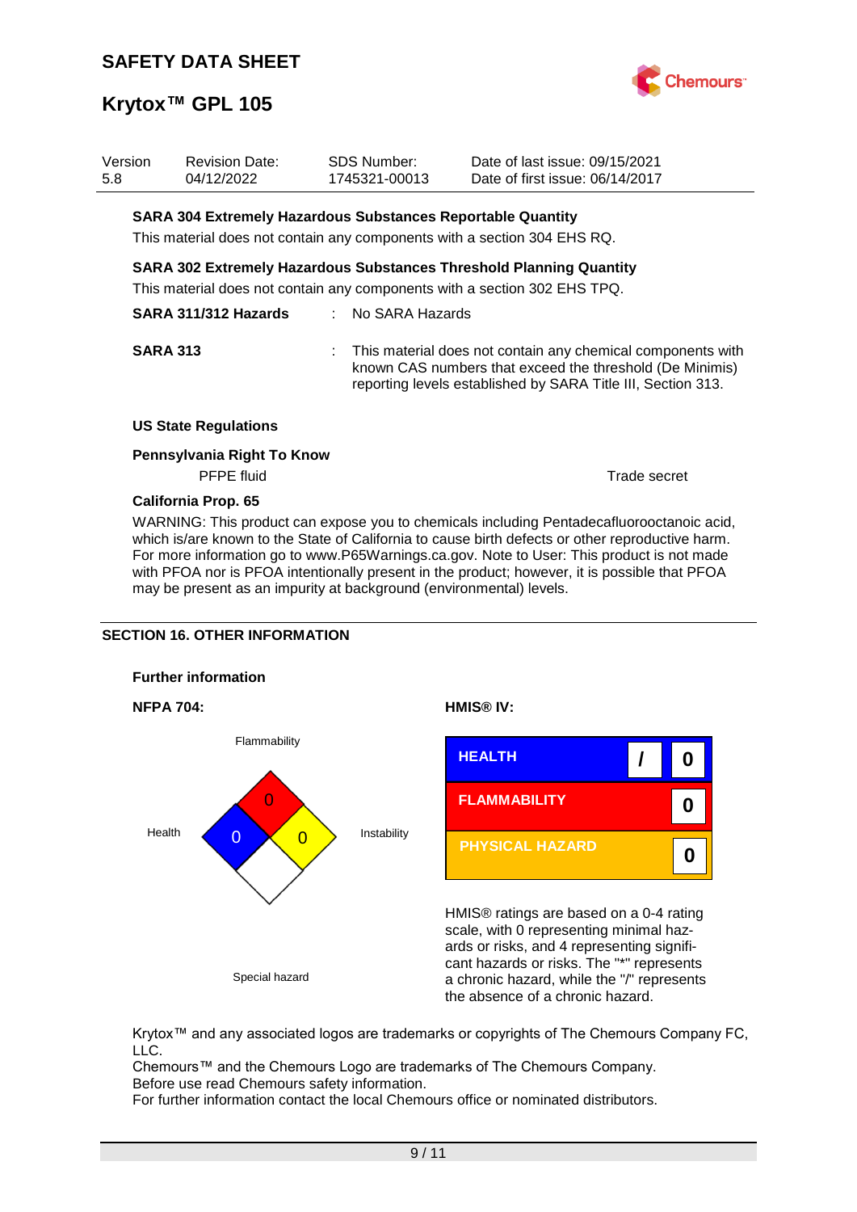**SARA 304 Extremely Hazardous Substances Reportable Quantity**

This material does not contain any components with a section 304 EHS RQ.

**SARA 302 Extremely Hazardous Substances Threshold Planning Quantity**

This material does not contain any components with a section 302 EHS TPQ.

**SARA 311/312 Hazards** : No SARA Hazards

**SARA 313** : This material does not contain any chemical components with known CAS numbers that exceed the threshold (De Minimis) reporting levels established by SARA Title III, Section 313.

**US State Regulations**

**Pennsylvania Right To Know**

| | |
|---|---|
| PFPE fluid | Trade secret |

**California Prop. 65**

WARNING: This product can expose you to chemicals including Pentadecafluorooctanoic acid, which is/are known to the State of California to cause birth defects or other reproductive harm. For more information go to www.P65Warnings.ca.gov. Note to User: This product is not made with PFOA nor is PFOA intentionally present in the product; however, it is possible that PFOA may be present as an impurity at background (environmental) levels.

## SECTION 16. OTHER INFORMATION

**Further information**

**NFPA 704:**

| Health | Flammability | Instability | Special hazard |
|---|---|---|---|
| 0 | 0 | 0 | |

**HMIS® IV:**

| | | |
|---|---|---|
| HEALTH | / | 0 |
| FLAMMABILITY | | 0 |
| PHYSICAL HAZARD | | 0 |

HMIS® ratings are based on a 0-4 rating scale, with 0 representing minimal hazards or risks, and 4 representing significant hazards or risks. The "*" represents a chronic hazard, while the "/" represents the absence of a chronic hazard.

Krytox™ and any associated logos are trademarks or copyrights of The Chemours Company FC, LLC.
Chemours™ and the Chemours Logo are trademarks of The Chemours Company.
Before use read Chemours safety information.
For further information contact the local Chemours office or nominated distributors.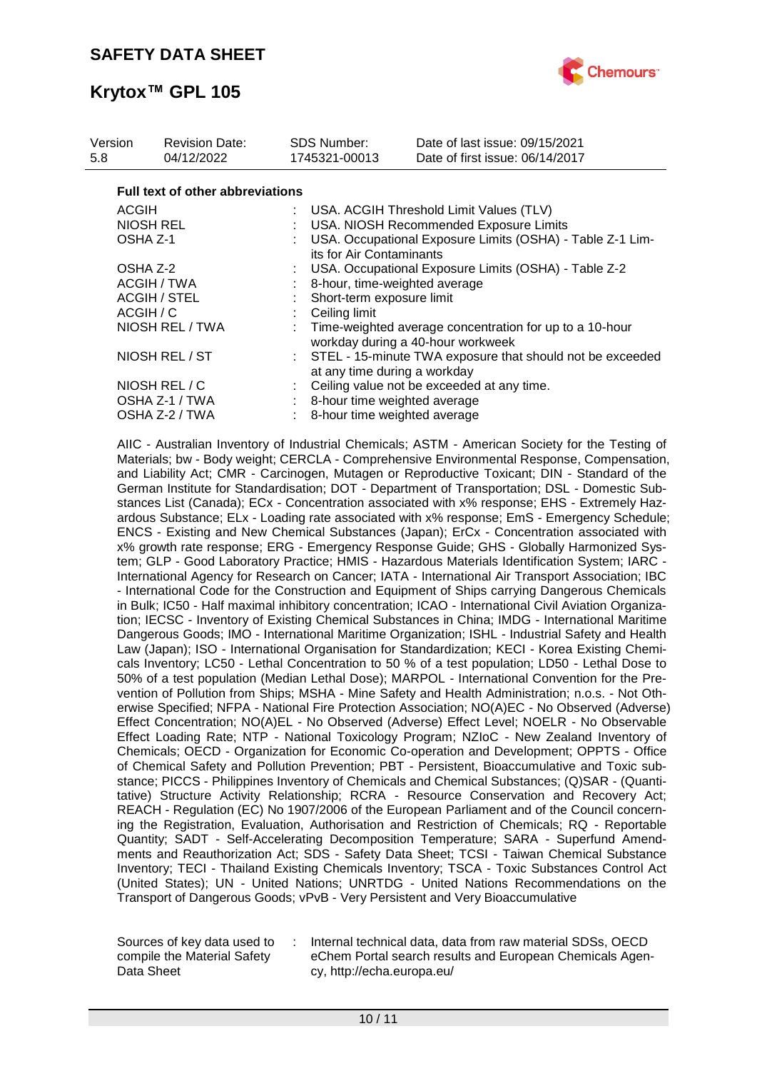| Version | Revision Date: | SDS Number: | Date of last issue: 09/15/2021 |
|---|---|---|---|
| 5.8 | 04/12/2022 | 1745321-00013 | Date of first issue: 06/14/2017 |

**Full text of other abbreviations**

| | | |
|---|---|---|
| ACGIH | : | USA. ACGIH Threshold Limit Values (TLV) |
| NIOSH REL | : | USA. NIOSH Recommended Exposure Limits |
| OSHA Z-1 | : | USA. Occupational Exposure Limits (OSHA) - Table Z-1 Limits for Air Contaminants |
| OSHA Z-2 | : | USA. Occupational Exposure Limits (OSHA) - Table Z-2 |
| ACGIH / TWA | : | 8-hour, time-weighted average |
| ACGIH / STEL | : | Short-term exposure limit |
| ACGIH / C | : | Ceiling limit |
| NIOSH REL / TWA | : | Time-weighted average concentration for up to a 10-hour workday during a 40-hour workweek |
| NIOSH REL / ST | : | STEL - 15-minute TWA exposure that should not be exceeded at any time during a workday |
| NIOSH REL / C | : | Ceiling value not be exceeded at any time. |
| OSHA Z-1 / TWA | : | 8-hour time weighted average |
| OSHA Z-2 / TWA | : | 8-hour time weighted average |

AIIC - Australian Inventory of Industrial Chemicals; ASTM - American Society for the Testing of Materials; bw - Body weight; CERCLA - Comprehensive Environmental Response, Compensation, and Liability Act; CMR - Carcinogen, Mutagen or Reproductive Toxicant; DIN - Standard of the German Institute for Standardisation; DOT - Department of Transportation; DSL - Domestic Substances List (Canada); ECx - Concentration associated with x% response; EHS - Extremely Hazardous Substance; ELx - Loading rate associated with x% response; EmS - Emergency Schedule; ENCS - Existing and New Chemical Substances (Japan); ErCx - Concentration associated with x% growth rate response; ERG - Emergency Response Guide; GHS - Globally Harmonized System; GLP - Good Laboratory Practice; HMIS - Hazardous Materials Identification System; IARC - International Agency for Research on Cancer; IATA - International Air Transport Association; IBC - International Code for the Construction and Equipment of Ships carrying Dangerous Chemicals in Bulk; IC50 - Half maximal inhibitory concentration; ICAO - International Civil Aviation Organization; IECSC - Inventory of Existing Chemical Substances in China; IMDG - International Maritime Dangerous Goods; IMO - International Maritime Organization; ISHL - Industrial Safety and Health Law (Japan); ISO - International Organisation for Standardization; KECI - Korea Existing Chemicals Inventory; LC50 - Lethal Concentration to 50 % of a test population; LD50 - Lethal Dose to 50% of a test population (Median Lethal Dose); MARPOL - International Convention for the Prevention of Pollution from Ships; MSHA - Mine Safety and Health Administration; n.o.s. - Not Otherwise Specified; NFPA - National Fire Protection Association; NO(A)EC - No Observed (Adverse) Effect Concentration; NO(A)EL - No Observed (Adverse) Effect Level; NOELR - No Observable Effect Loading Rate; NTP - National Toxicology Program; NZIoC - New Zealand Inventory of Chemicals; OECD - Organization for Economic Co-operation and Development; OPPTS - Office of Chemical Safety and Pollution Prevention; PBT - Persistent, Bioaccumulative and Toxic substance; PICCS - Philippines Inventory of Chemicals and Chemical Substances; (Q)SAR - (Quantitative) Structure Activity Relationship; RCRA - Resource Conservation and Recovery Act; REACH - Regulation (EC) No 1907/2006 of the European Parliament and of the Council concerning the Registration, Evaluation, Authorisation and Restriction of Chemicals; RQ - Reportable Quantity; SADT - Self-Accelerating Decomposition Temperature; SARA - Superfund Amendments and Reauthorization Act; SDS - Safety Data Sheet; TCSI - Taiwan Chemical Substance Inventory; TECI - Thailand Existing Chemicals Inventory; TSCA - Toxic Substances Control Act (United States); UN - United Nations; UNRTDG - United Nations Recommendations on the Transport of Dangerous Goods; vPvB - Very Persistent and Very Bioaccumulative

| | | |
|---|---|---|
| Sources of key data used to compile the Material Safety Data Sheet | : | Internal technical data, data from raw material SDSs, OECD eChem Portal search results and European Chemicals Agency, http://echa.europa.eu/ |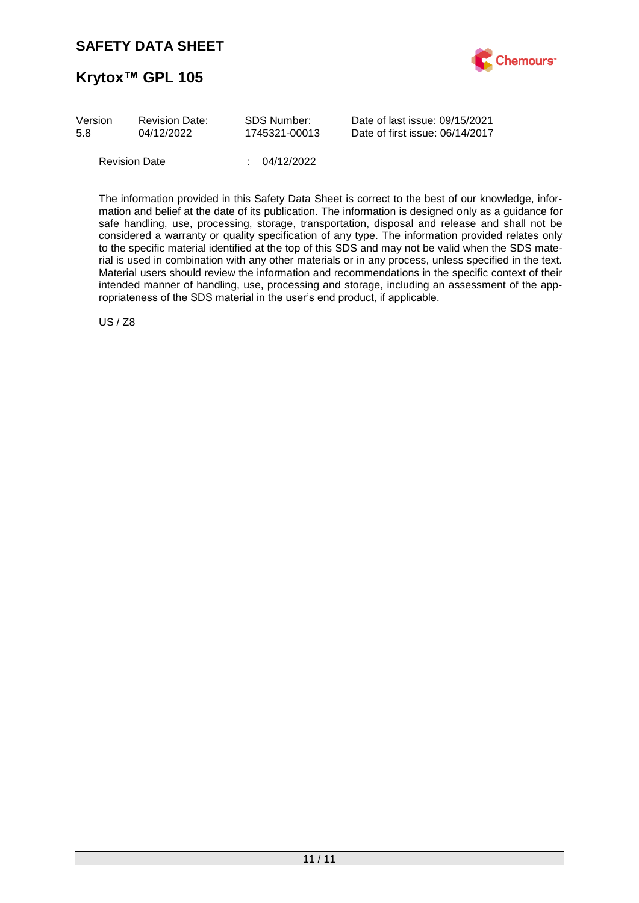Revision Date : 04/12/2022

The information provided in this Safety Data Sheet is correct to the best of our knowledge, information and belief at the date of its publication. The information is designed only as a guidance for safe handling, use, processing, storage, transportation, disposal and release and shall not be considered a warranty or quality specification of any type. The information provided relates only to the specific material identified at the top of this SDS and may not be valid when the SDS material is used in combination with any other materials or in any process, unless specified in the text. Material users should review the information and recommendations in the specific context of their intended manner of handling, use, processing and storage, including an assessment of the appropriateness of the SDS material in the user's end product, if applicable.

US / Z8